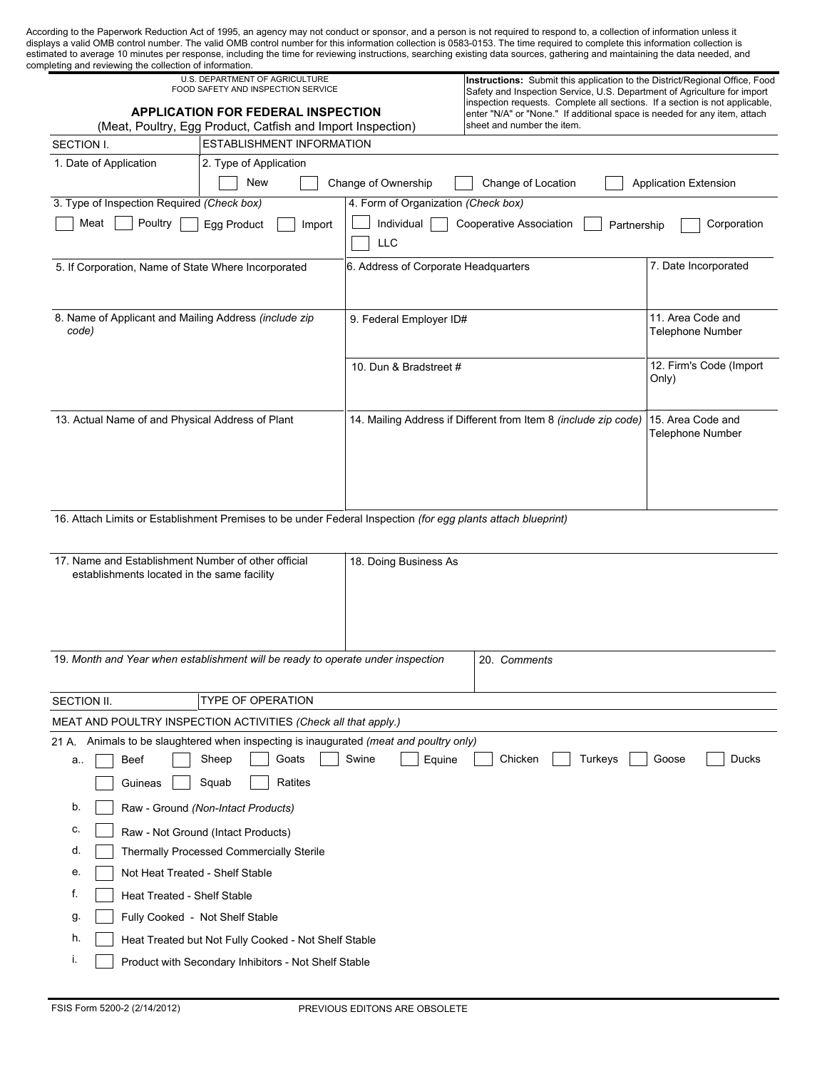According to the Paperwork Reduction Act of 1995, an agency may not conduct or sponsor, and a person is not required to respond to, a collection of information unless it displays a valid OMB control number. The valid OMB control number for this information collection is 0583-0153. The time required to complete this information collection is estimated to average 10 minutes per response, including the time for reviewing instructions, searching existing data sources, gathering and maintaining the data needed, and completing and reviewing the collection of information.

U.S. DEPARTMENT OF AGRICULTURE
FOOD SAFETY AND INSPECTION SERVICE

# APPLICATION FOR FEDERAL INSPECTION

(Meat, Poultry, Egg Product, Catfish and Import Inspection)

**Instructions:** Submit this application to the District/Regional Office, Food Safety and Inspection Service, U.S. Department of Agriculture for import inspection requests. Complete all sections. If a section is not applicable, enter "N/A" or "None." If additional space is needed for any item, attach sheet and number the item.

## SECTION I. ESTABLISHMENT INFORMATION

1. Date of Application

2. Type of Application
☐ New ☐ Change of Ownership ☐ Change of Location ☐ Application Extension

3. Type of Inspection Required *(Check box)*
☐ Meat ☐ Poultry ☐ Egg Product ☐ Import

4. Form of Organization *(Check box)*
☐ Individual ☐ Cooperative Association ☐ Partnership ☐ Corporation ☐ LLC

5. If Corporation, Name of State Where Incorporated

6. Address of Corporate Headquarters

7. Date Incorporated

8. Name of Applicant and Mailing Address *(include zip code)*

9. Federal Employer ID#

10. Dun & Bradstreet #

11. Area Code and Telephone Number

12. Firm's Code (Import Only)

13. Actual Name of and Physical Address of Plant

14. Mailing Address if Different from Item 8 *(include zip code)*

15. Area Code and Telephone Number

16. Attach Limits or Establishment Premises to be under Federal Inspection *(for egg plants attach blueprint)*

17. Name and Establishment Number of other official establishments located in the same facility

18. Doing Business As

19. *Month and Year when establishment will be ready to operate under inspection*

20. *Comments*

## SECTION II. TYPE OF OPERATION

MEAT AND POULTRY INSPECTION ACTIVITIES *(Check all that apply.)*

21 A. Animals to be slaughtered when inspecting is inaugurated *(meat and poultry only)*

a.. ☐ Beef ☐ Sheep ☐ Goats ☐ Swine ☐ Equine ☐ Chicken ☐ Turkeys ☐ Goose ☐ Ducks ☐ Guineas ☐ Squab ☐ Ratites

b. ☐ Raw - Ground *(Non-Intact Products)*

c. ☐ Raw - Not Ground (Intact Products)

d. ☐ Thermally Processed Commercially Sterile

e. ☐ Not Heat Treated - Shelf Stable

f. ☐ Heat Treated - Shelf Stable

g. ☐ Fully Cooked - Not Shelf Stable

h. ☐ Heat Treated but Not Fully Cooked - Not Shelf Stable

i. ☐ Product with Secondary Inhibitors - Not Shelf Stable

FSIS Form 5200-2 (2/14/2012) PREVIOUS EDITONS ARE OBSOLETE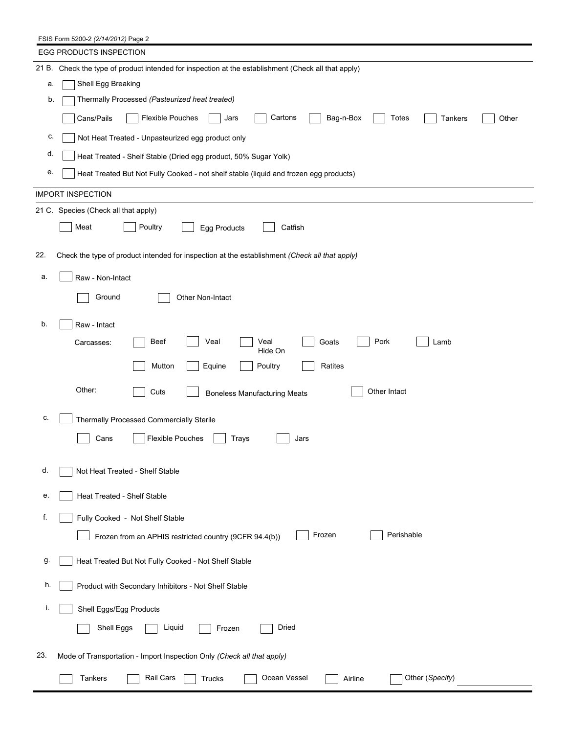## EGG PRODUCTS INSPECTION

21 B. Check the type of product intended for inspection at the establishment (Check all that apply)

a. ☐ Shell Egg Breaking

b. ☐ Thermally Processed *(Pasteurized heat treated)*

☐ Cans/Pails ☐ Flexible Pouches ☐ Jars ☐ Cartons ☐ Bag-n-Box ☐ Totes ☐ Tankers ☐ Other

c. ☐ Not Heat Treated - Unpasteurized egg product only

d. ☐ Heat Treated - Shelf Stable (Dried egg product, 50% Sugar Yolk)

e. ☐ Heat Treated But Not Fully Cooked - not shelf stable (liquid and frozen egg products)

## IMPORT INSPECTION

21 C. Species (Check all that apply)

☐ Meat ☐ Poultry ☐ Egg Products ☐ Catfish

22. Check the type of product intended for inspection at the establishment *(Check all that apply)*

a. ☐ Raw - Non-Intact

☐ Ground ☐ Other Non-Intact

b. ☐ Raw - Intact

Carcasses: ☐ Beef ☐ Veal ☐ Veal Hide On ☐ Goats ☐ Pork ☐ Lamb

☐ Mutton ☐ Equine ☐ Poultry ☐ Ratites

Other: ☐ Cuts ☐ Boneless Manufacturing Meats ☐ Other Intact

c. ☐ Thermally Processed Commercially Sterile

☐ Cans ☐ Flexible Pouches ☐ Trays ☐ Jars

d. ☐ Not Heat Treated - Shelf Stable

e. ☐ Heat Treated - Shelf Stable

f. ☐ Fully Cooked - Not Shelf Stable

☐ Frozen from an APHIS restricted country (9CFR 94.4(b)) ☐ Frozen ☐ Perishable

g. ☐ Heat Treated But Not Fully Cooked - Not Shelf Stable

h. ☐ Product with Secondary Inhibitors - Not Shelf Stable

i. ☐ Shell Eggs/Egg Products

☐ Shell Eggs ☐ Liquid ☐ Frozen ☐ Dried

23. Mode of Transportation - Import Inspection Only *(Check all that apply)*

☐ Tankers ☐ Rail Cars ☐ Trucks ☐ Ocean Vessel ☐ Airline ☐ Other (*Specify*) ____________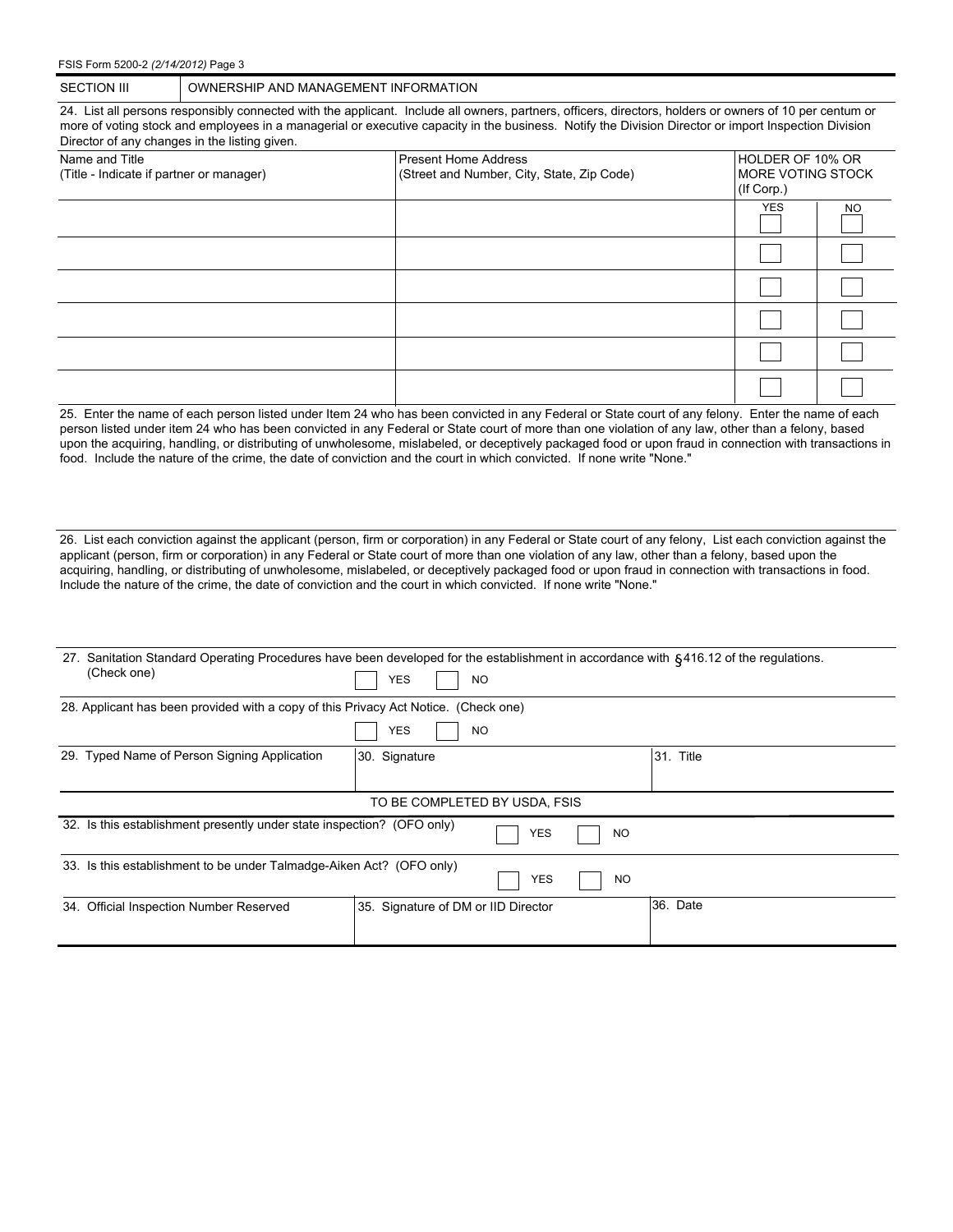## SECTION III — OWNERSHIP AND MANAGEMENT INFORMATION

24. List all persons responsibly connected with the applicant. Include all owners, partners, officers, directors, holders or owners of 10 per centum or more of voting stock and employees in a managerial or executive capacity in the business. Notify the Division Director or import Inspection Division Director of any changes in the listing given.

| Name and Title (Title - Indicate if partner or manager) | Present Home Address (Street and Number, City, State, Zip Code) | HOLDER OF 10% OR MORE VOTING STOCK (If Corp.) | |
|---|---|---|---|
| | | YES | NO |
| | | ☐ | ☐ |
| | | ☐ | ☐ |
| | | ☐ | ☐ |
| | | ☐ | ☐ |
| | | ☐ | ☐ |
| | | ☐ | ☐ |

25. Enter the name of each person listed under Item 24 who has been convicted in any Federal or State court of any felony. Enter the name of each person listed under item 24 who has been convicted in any Federal or State court of more than one violation of any law, other than a felony, based upon the acquiring, handling, or distributing of unwholesome, mislabeled, or deceptively packaged food or upon fraud in connection with transactions in food. Include the nature of the crime, the date of conviction and the court in which convicted. If none write "None."

26. List each conviction against the applicant (person, firm or corporation) in any Federal or State court of any felony, List each conviction against the applicant (person, firm or corporation) in any Federal or State court of more than one violation of any law, other than a felony, based upon the acquiring, handling, or distributing of unwholesome, mislabeled, or deceptively packaged food or upon fraud in connection with transactions in food. Include the nature of the crime, the date of conviction and the court in which convicted. If none write "None."

27. Sanitation Standard Operating Procedures have been developed for the establishment in accordance with §416.12 of the regulations. (Check one) ☐ YES ☐ NO

28. Applicant has been provided with a copy of this Privacy Act Notice. (Check one) ☐ YES ☐ NO

| 29. Typed Name of Person Signing Application | 30. Signature | 31. Title |
|---|---|---|
| | | |

### TO BE COMPLETED BY USDA, FSIS

32. Is this establishment presently under state inspection? (OFO only) ☐ YES ☐ NO

33. Is this establishment to be under Talmadge-Aiken Act? (OFO only) ☐ YES ☐ NO

| 34. Official Inspection Number Reserved | 35. Signature of DM or IID Director | 36. Date |
|---|---|---|
| | | |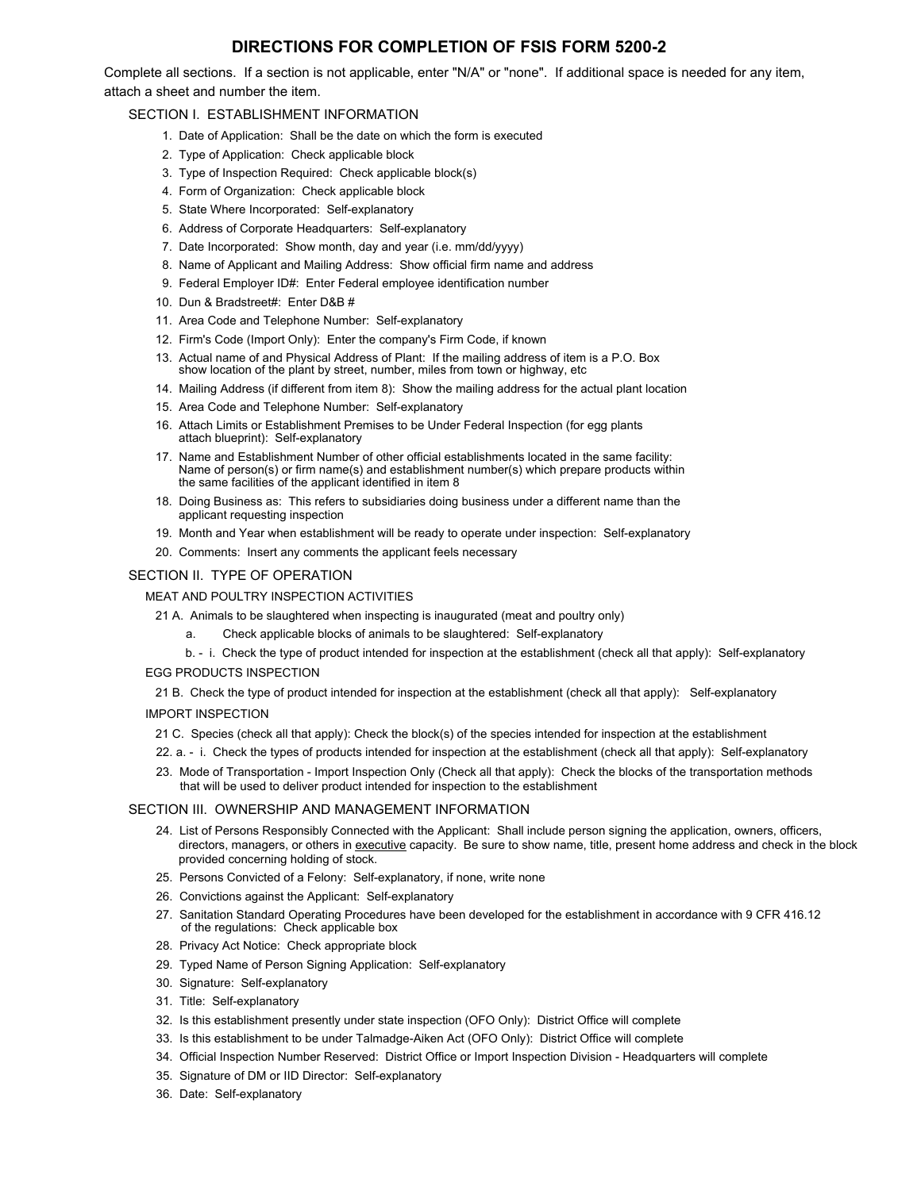# DIRECTIONS FOR COMPLETION OF FSIS FORM 5200-2

Complete all sections. If a section is not applicable, enter "N/A" or "none". If additional space is needed for any item, attach a sheet and number the item.

## SECTION I. ESTABLISHMENT INFORMATION

1. Date of Application: Shall be the date on which the form is executed
2. Type of Application: Check applicable block
3. Type of Inspection Required: Check applicable block(s)
4. Form of Organization: Check applicable block
5. State Where Incorporated: Self-explanatory
6. Address of Corporate Headquarters: Self-explanatory
7. Date Incorporated: Show month, day and year (i.e. mm/dd/yyyy)
8. Name of Applicant and Mailing Address: Show official firm name and address
9. Federal Employer ID#: Enter Federal employee identification number
10. Dun & Bradstreet#: Enter D&B #
11. Area Code and Telephone Number: Self-explanatory
12. Firm's Code (Import Only): Enter the company's Firm Code, if known
13. Actual name of and Physical Address of Plant: If the mailing address of item is a P.O. Box show location of the plant by street, number, miles from town or highway, etc
14. Mailing Address (if different from item 8): Show the mailing address for the actual plant location
15. Area Code and Telephone Number: Self-explanatory
16. Attach Limits or Establishment Premises to be Under Federal Inspection (for egg plants attach blueprint): Self-explanatory
17. Name and Establishment Number of other official establishments located in the same facility: Name of person(s) or firm name(s) and establishment number(s) which prepare products within the same facilities of the applicant identified in item 8
18. Doing Business as: This refers to subsidiaries doing business under a different name than the applicant requesting inspection
19. Month and Year when establishment will be ready to operate under inspection: Self-explanatory
20. Comments: Insert any comments the applicant feels necessary

## SECTION II. TYPE OF OPERATION

### MEAT AND POULTRY INSPECTION ACTIVITIES

21 A. Animals to be slaughtered when inspecting is inaugurated (meat and poultry only)

- a. Check applicable blocks of animals to be slaughtered: Self-explanatory
- b. - i. Check the type of product intended for inspection at the establishment (check all that apply): Self-explanatory

### EGG PRODUCTS INSPECTION

21 B. Check the type of product intended for inspection at the establishment (check all that apply): Self-explanatory

### IMPORT INSPECTION

21 C. Species (check all that apply): Check the block(s) of the species intended for inspection at the establishment

22. a. - i. Check the types of products intended for inspection at the establishment (check all that apply): Self-explanatory
23. Mode of Transportation - Import Inspection Only (Check all that apply): Check the blocks of the transportation methods that will be used to deliver product intended for inspection to the establishment

## SECTION III. OWNERSHIP AND MANAGEMENT INFORMATION

24. List of Persons Responsibly Connected with the Applicant: Shall include person signing the application, owners, officers, directors, managers, or others in executive capacity. Be sure to show name, title, present home address and check in the block provided concerning holding of stock.
25. Persons Convicted of a Felony: Self-explanatory, if none, write none
26. Convictions against the Applicant: Self-explanatory
27. Sanitation Standard Operating Procedures have been developed for the establishment in accordance with 9 CFR 416.12 of the regulations: Check applicable box
28. Privacy Act Notice: Check appropriate block
29. Typed Name of Person Signing Application: Self-explanatory
30. Signature: Self-explanatory
31. Title: Self-explanatory
32. Is this establishment presently under state inspection (OFO Only): District Office will complete
33. Is this establishment to be under Talmadge-Aiken Act (OFO Only): District Office will complete
34. Official Inspection Number Reserved: District Office or Import Inspection Division - Headquarters will complete
35. Signature of DM or IID Director: Self-explanatory
36. Date: Self-explanatory